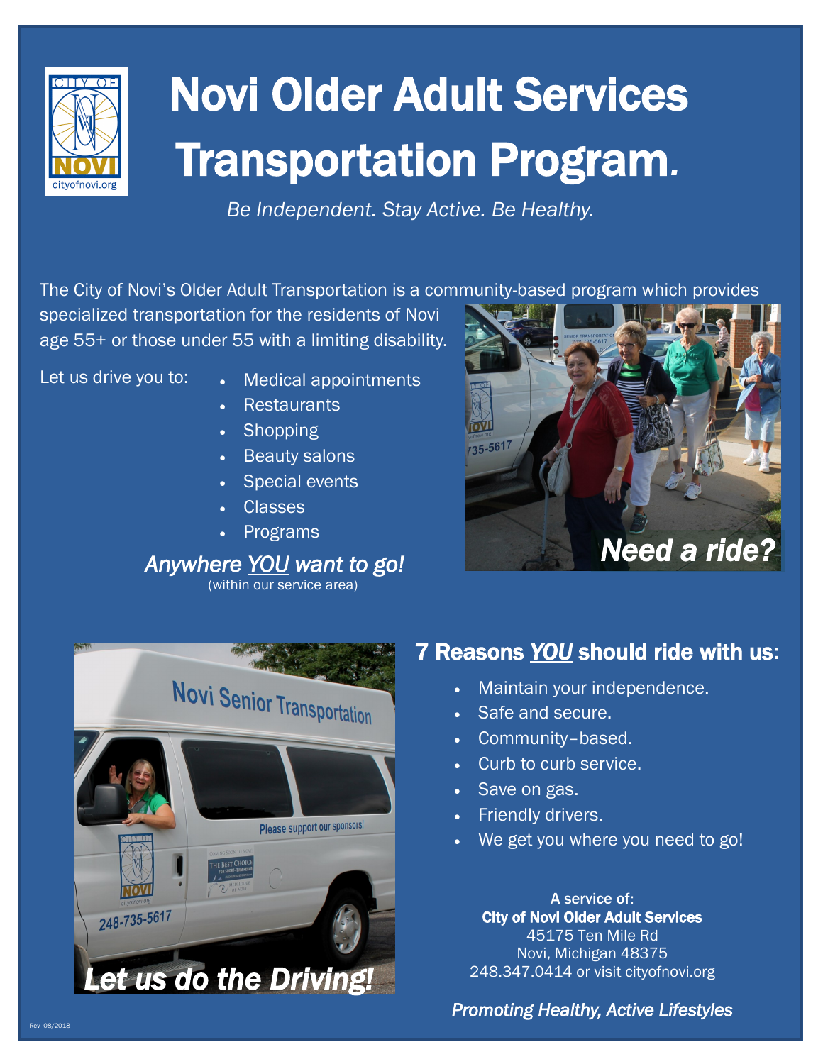# Novi Older Adult Services Transportation Program.

*Be Independent. Stay Active. Be Healthy.*

The City of Novi's Older Adult Transportation is a community-based program which provides specialized transportation for the residents of Novi age 55+ or those under 55 with a limiting disability.

Let us drive you to:

- Medical appointments
- Restaurants
- Shopping
- Beauty salons
- Special events
- Classes
- Programs

***Anywhere YOU want to go!***
(within our service area)

***Need a ride?***

***Let us do the Driving!***

## 7 Reasons *YOU* should ride with us:

- Maintain your independence.
- Safe and secure.
- Community–based.
- Curb to curb service.
- Save on gas.
- Friendly drivers.
- We get you where you need to go!

A service of:
**City of Novi Older Adult Services**
45175 Ten Mile Rd
Novi, Michigan 48375
248.347.0414 or visit cityofnovi.org

*Promoting Healthy, Active Lifestyles*

Rev 08/2018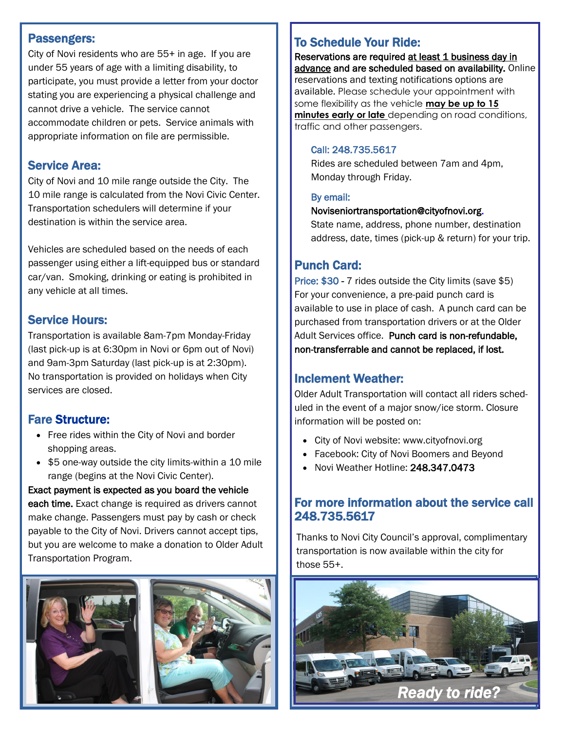## Passengers:

City of Novi residents who are 55+ in age. If you are under 55 years of age with a limiting disability, to participate, you must provide a letter from your doctor stating you are experiencing a physical challenge and cannot drive a vehicle. The service cannot accommodate children or pets. Service animals with appropriate information on file are permissible.

## Service Area:

City of Novi and 10 mile range outside the City. The 10 mile range is calculated from the Novi Civic Center. Transportation schedulers will determine if your destination is within the service area.

Vehicles are scheduled based on the needs of each passenger using either a lift-equipped bus or standard car/van. Smoking, drinking or eating is prohibited in any vehicle at all times.

## Service Hours:

Transportation is available 8am-7pm Monday-Friday (last pick-up is at 6:30pm in Novi or 6pm out of Novi) and 9am-3pm Saturday (last pick-up is at 2:30pm). No transportation is provided on holidays when City services are closed.

## Fare Structure:

- Free rides within the City of Novi and border shopping areas.
- $5 one-way outside the city limits-within a 10 mile range (begins at the Novi Civic Center).

**Exact payment is expected as you board the vehicle each time.** Exact change is required as drivers cannot make change. Passengers must pay by cash or check payable to the City of Novi. Drivers cannot accept tips, but you are welcome to make a donation to Older Adult Transportation Program.

## To Schedule Your Ride:

**Reservations are required <u>at least 1 business day in advance</u> and are scheduled based on availability.** Online reservations and texting notifications options are available. Please schedule your appointment with some flexibility as the vehicle **<u>may be up to 15 minutes early or late</u>** depending on road conditions, traffic and other passengers.

**Call: 248.735.5617**
Rides are scheduled between 7am and 4pm, Monday through Friday.

**By email:**
Noviseniortransportation@cityofnovi.org.
State name, address, phone number, destination address, date, times (pick-up & return) for your trip.

## Punch Card:

**Price: $30** - 7 rides outside the City limits (save $5)
For your convenience, a pre-paid punch card is available to use in place of cash. A punch card can be purchased from transportation drivers or at the Older Adult Services office. **Punch card is non-refundable, non-transferrable and cannot be replaced, if lost.**

## Inclement Weather:

Older Adult Transportation will contact all riders scheduled in the event of a major snow/ice storm. Closure information will be posted on:

- City of Novi website: www.cityofnovi.org
- Facebook: City of Novi Boomers and Beyond
- Novi Weather Hotline: **248.347.0473**

## For more information about the service call 248.735.5617

Thanks to Novi City Council's approval, complimentary transportation is now available within the city for those 55+.

Ready to ride?